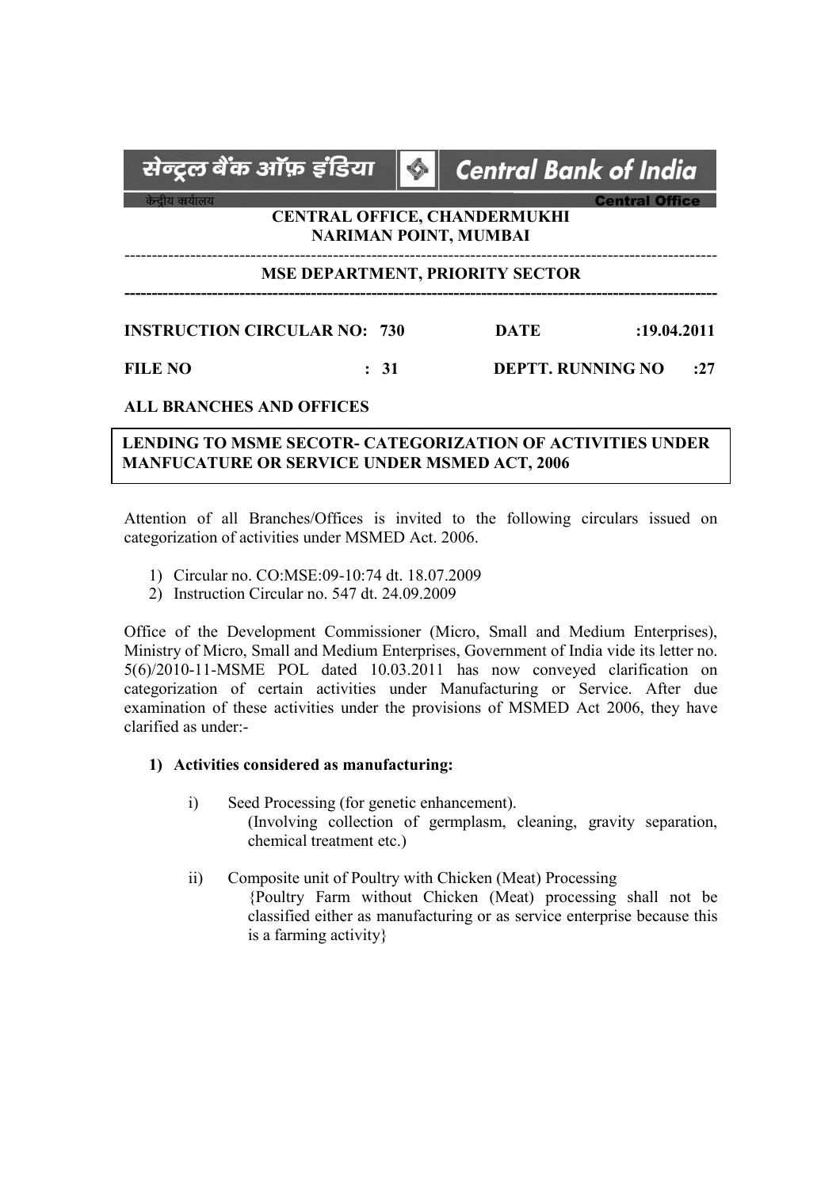सेन्ट्रल बैंक ऑफ़ इंडिया | Central Bank of India

केन्द्रीय कार्यालय | Central Office

**CENTRAL OFFICE, CHANDERMUKHI**
**NARIMAN POINT, MUMBAI**

---

**MSE DEPARTMENT, PRIORITY SECTOR**

---

**INSTRUCTION CIRCULAR NO: 730** **DATE :19.04.2011**

**FILE NO : 31** **DEPTT. RUNNING NO :27**

**ALL BRANCHES AND OFFICES**

**LENDING TO MSME SECOTR- CATEGORIZATION OF ACTIVITIES UNDER MANFUCATURE OR SERVICE UNDER MSMED ACT, 2006**

Attention of all Branches/Offices is invited to the following circulars issued on categorization of activities under MSMED Act. 2006.

1) Circular no. CO:MSE:09-10:74 dt. 18.07.2009
2) Instruction Circular no. 547 dt. 24.09.2009

Office of the Development Commissioner (Micro, Small and Medium Enterprises), Ministry of Micro, Small and Medium Enterprises, Government of India vide its letter no. 5(6)/2010-11-MSME POL dated 10.03.2011 has now conveyed clarification on categorization of certain activities under Manufacturing or Service. After due examination of these activities under the provisions of MSMED Act 2006, they have clarified as under:-

**1) Activities considered as manufacturing:**

i) Seed Processing (for genetic enhancement).
(Involving collection of germplasm, cleaning, gravity separation, chemical treatment etc.)

ii) Composite unit of Poultry with Chicken (Meat) Processing
{Poultry Farm without Chicken (Meat) processing shall not be classified either as manufacturing or as service enterprise because this is a farming activity}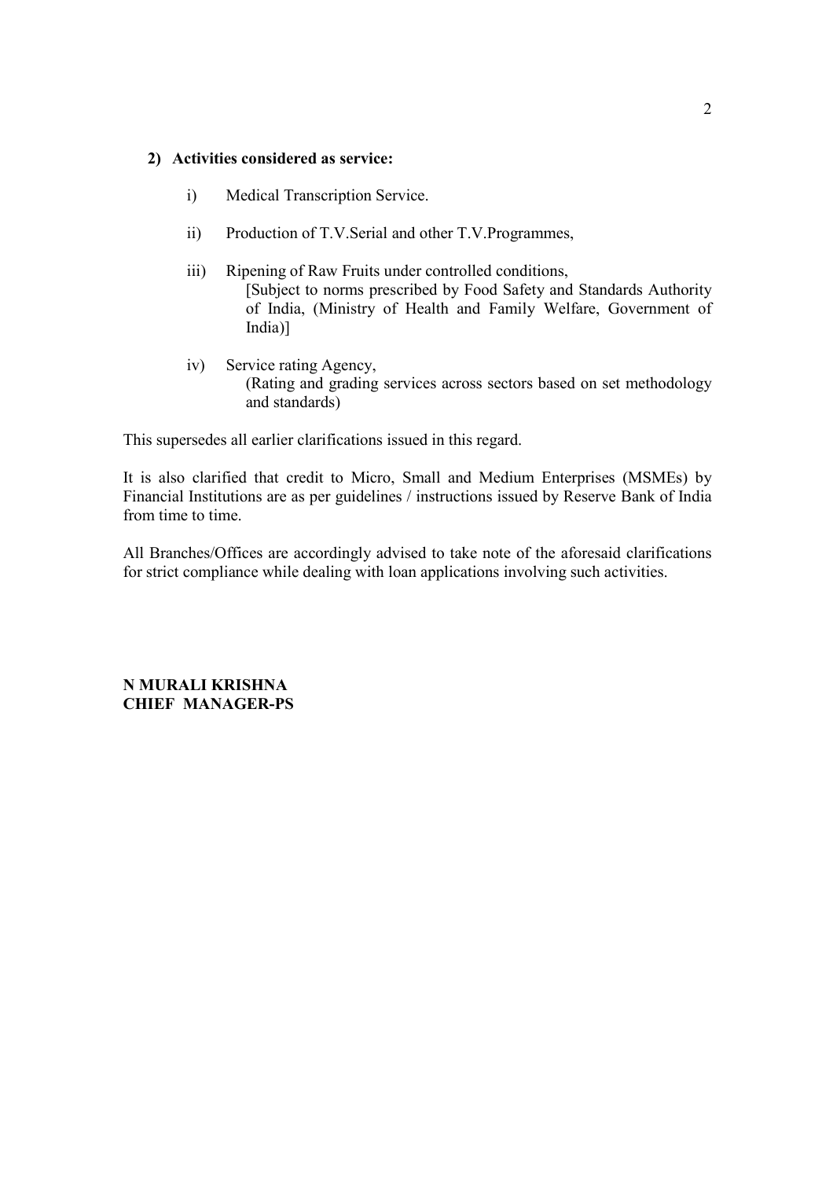**2) Activities considered as service:**

i) Medical Transcription Service.

ii) Production of T.V.Serial and other T.V.Programmes,

iii) Ripening of Raw Fruits under controlled conditions,
[Subject to norms prescribed by Food Safety and Standards Authority of India, (Ministry of Health and Family Welfare, Government of India)]

iv) Service rating Agency,
(Rating and grading services across sectors based on set methodology and standards)

This supersedes all earlier clarifications issued in this regard.

It is also clarified that credit to Micro, Small and Medium Enterprises (MSMEs) by Financial Institutions are as per guidelines / instructions issued by Reserve Bank of India from time to time.

All Branches/Offices are accordingly advised to take note of the aforesaid clarifications for strict compliance while dealing with loan applications involving such activities.

**N MURALI KRISHNA**
**CHIEF MANAGER-PS**